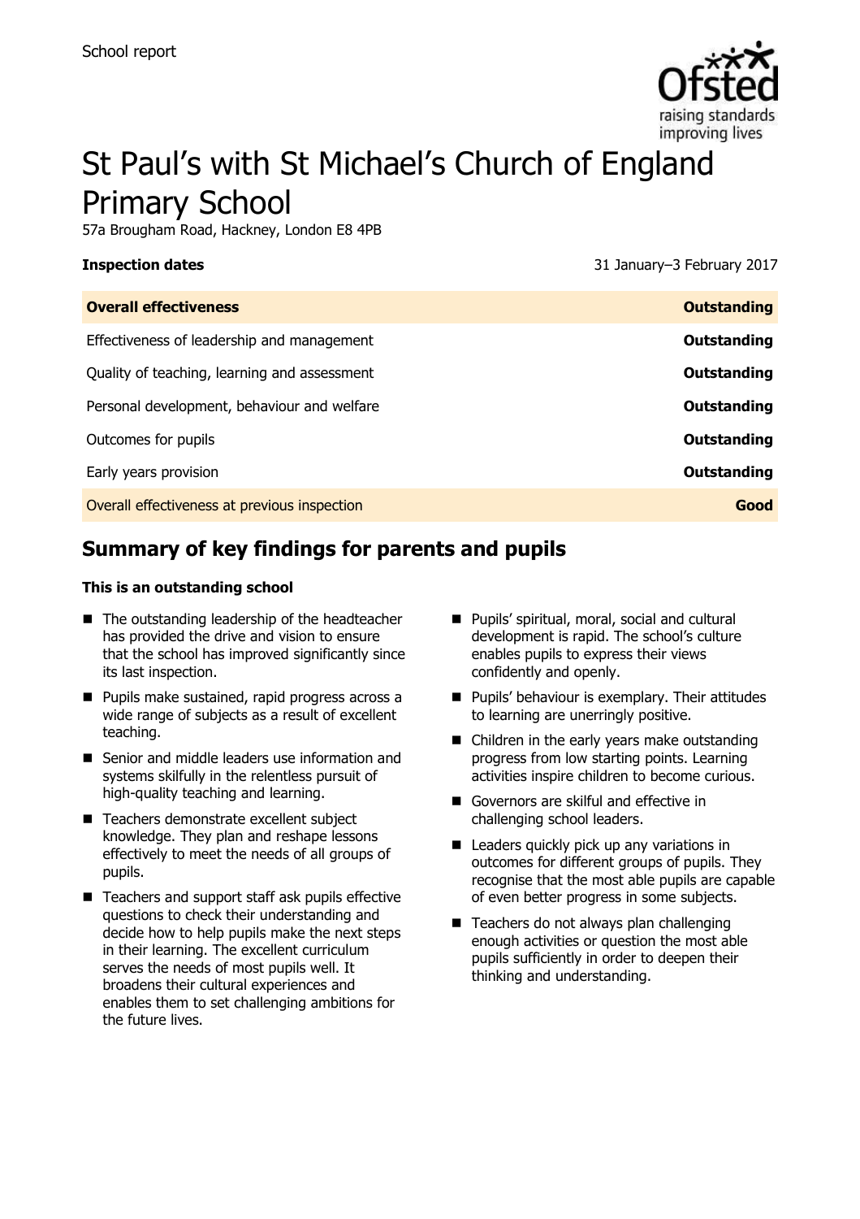School report

# St Paul's with St Michael's Church of England Primary School

57a Brougham Road, Hackney, London E8 4PB

**Inspection dates** 31 January–3 February 2017

| **Overall effectiveness** | **Outstanding** |
| --- | --- |
| Effectiveness of leadership and management | **Outstanding** |
| Quality of teaching, learning and assessment | **Outstanding** |
| Personal development, behaviour and welfare | **Outstanding** |
| Outcomes for pupils | **Outstanding** |
| Early years provision | **Outstanding** |
| Overall effectiveness at previous inspection | **Good** |

## Summary of key findings for parents and pupils

**This is an outstanding school**

- The outstanding leadership of the headteacher has provided the drive and vision to ensure that the school has improved significantly since its last inspection.
- Pupils make sustained, rapid progress across a wide range of subjects as a result of excellent teaching.
- Senior and middle leaders use information and systems skilfully in the relentless pursuit of high-quality teaching and learning.
- Teachers demonstrate excellent subject knowledge. They plan and reshape lessons effectively to meet the needs of all groups of pupils.
- Teachers and support staff ask pupils effective questions to check their understanding and decide how to help pupils make the next steps in their learning. The excellent curriculum serves the needs of most pupils well. It broadens their cultural experiences and enables them to set challenging ambitions for the future lives.
- Pupils' spiritual, moral, social and cultural development is rapid. The school's culture enables pupils to express their views confidently and openly.
- Pupils' behaviour is exemplary. Their attitudes to learning are unerringly positive.
- Children in the early years make outstanding progress from low starting points. Learning activities inspire children to become curious.
- Governors are skilful and effective in challenging school leaders.
- Leaders quickly pick up any variations in outcomes for different groups of pupils. They recognise that the most able pupils are capable of even better progress in some subjects.
- Teachers do not always plan challenging enough activities or question the most able pupils sufficiently in order to deepen their thinking and understanding.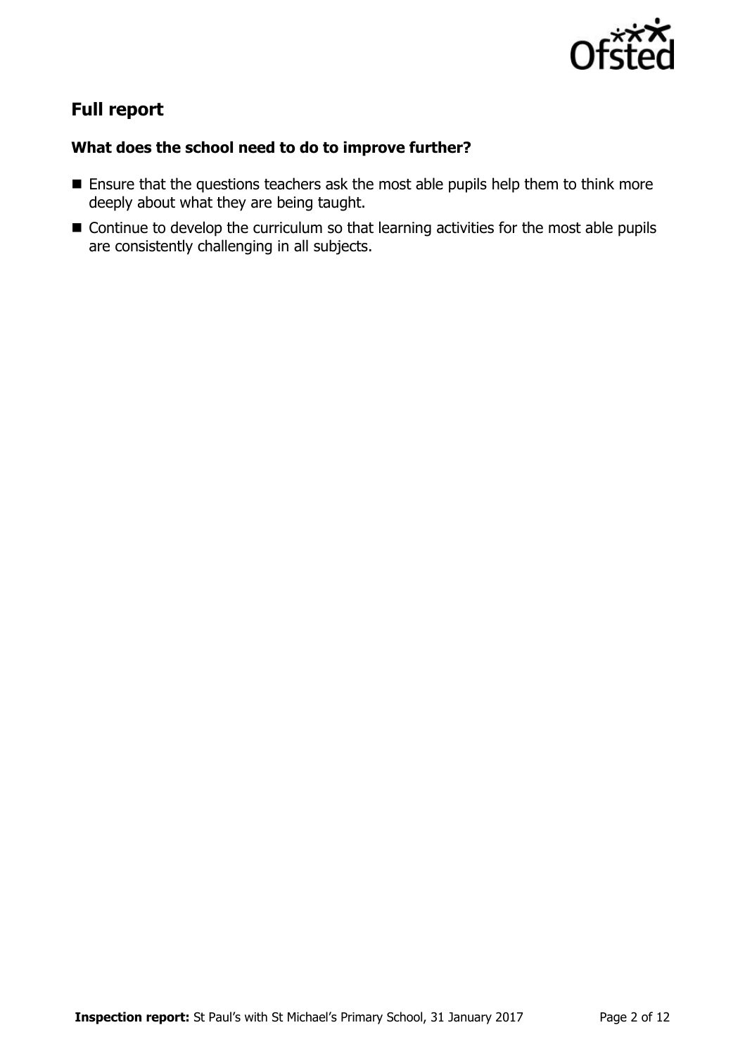## Full report

### What does the school need to do to improve further?

- Ensure that the questions teachers ask the most able pupils help them to think more deeply about what they are being taught.
- Continue to develop the curriculum so that learning activities for the most able pupils are consistently challenging in all subjects.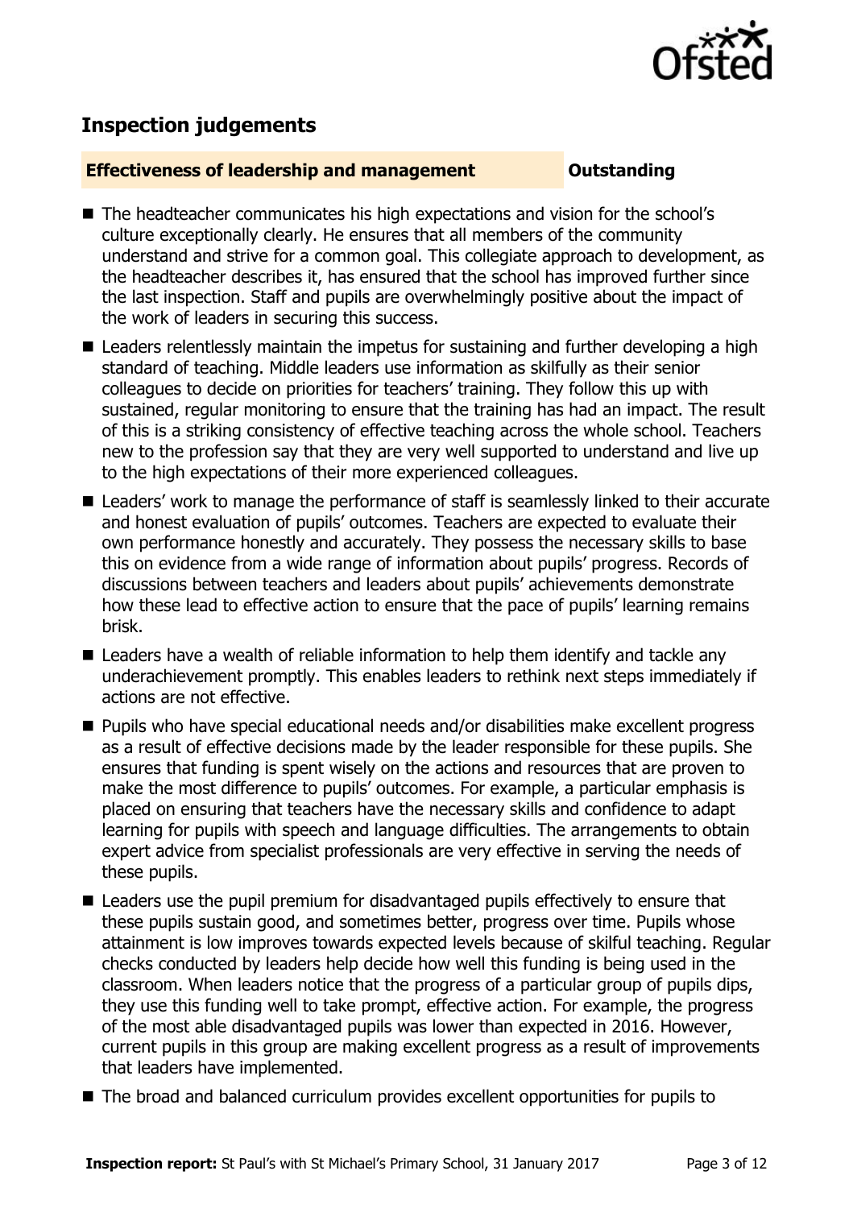## Inspection judgements

| **Effectiveness of leadership and management** | **Outstanding** |
| --- | --- |

- The headteacher communicates his high expectations and vision for the school's culture exceptionally clearly. He ensures that all members of the community understand and strive for a common goal. This collegiate approach to development, as the headteacher describes it, has ensured that the school has improved further since the last inspection. Staff and pupils are overwhelmingly positive about the impact of the work of leaders in securing this success.
- Leaders relentlessly maintain the impetus for sustaining and further developing a high standard of teaching. Middle leaders use information as skilfully as their senior colleagues to decide on priorities for teachers' training. They follow this up with sustained, regular monitoring to ensure that the training has had an impact. The result of this is a striking consistency of effective teaching across the whole school. Teachers new to the profession say that they are very well supported to understand and live up to the high expectations of their more experienced colleagues.
- Leaders' work to manage the performance of staff is seamlessly linked to their accurate and honest evaluation of pupils' outcomes. Teachers are expected to evaluate their own performance honestly and accurately. They possess the necessary skills to base this on evidence from a wide range of information about pupils' progress. Records of discussions between teachers and leaders about pupils' achievements demonstrate how these lead to effective action to ensure that the pace of pupils' learning remains brisk.
- Leaders have a wealth of reliable information to help them identify and tackle any underachievement promptly. This enables leaders to rethink next steps immediately if actions are not effective.
- Pupils who have special educational needs and/or disabilities make excellent progress as a result of effective decisions made by the leader responsible for these pupils. She ensures that funding is spent wisely on the actions and resources that are proven to make the most difference to pupils' outcomes. For example, a particular emphasis is placed on ensuring that teachers have the necessary skills and confidence to adapt learning for pupils with speech and language difficulties. The arrangements to obtain expert advice from specialist professionals are very effective in serving the needs of these pupils.
- Leaders use the pupil premium for disadvantaged pupils effectively to ensure that these pupils sustain good, and sometimes better, progress over time. Pupils whose attainment is low improves towards expected levels because of skilful teaching. Regular checks conducted by leaders help decide how well this funding is being used in the classroom. When leaders notice that the progress of a particular group of pupils dips, they use this funding well to take prompt, effective action. For example, the progress of the most able disadvantaged pupils was lower than expected in 2016. However, current pupils in this group are making excellent progress as a result of improvements that leaders have implemented.
- The broad and balanced curriculum provides excellent opportunities for pupils to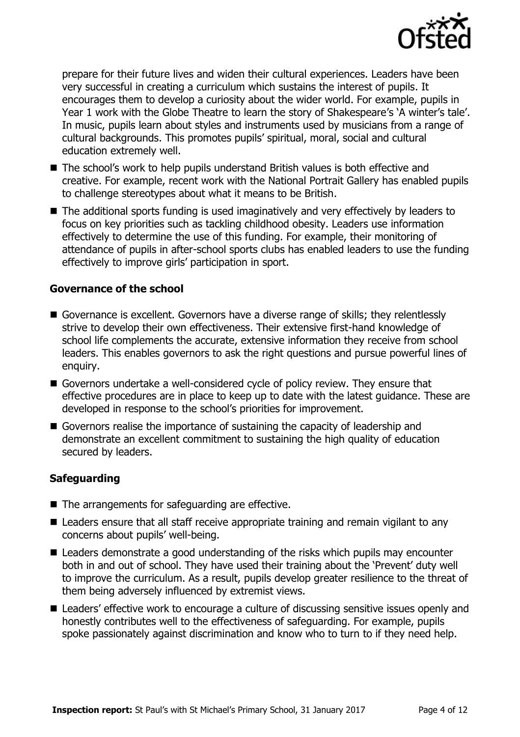prepare for their future lives and widen their cultural experiences. Leaders have been very successful in creating a curriculum which sustains the interest of pupils. It encourages them to develop a curiosity about the wider world. For example, pupils in Year 1 work with the Globe Theatre to learn the story of Shakespeare's 'A winter's tale'. In music, pupils learn about styles and instruments used by musicians from a range of cultural backgrounds. This promotes pupils' spiritual, moral, social and cultural education extremely well.

- The school's work to help pupils understand British values is both effective and creative. For example, recent work with the National Portrait Gallery has enabled pupils to challenge stereotypes about what it means to be British.
- The additional sports funding is used imaginatively and very effectively by leaders to focus on key priorities such as tackling childhood obesity. Leaders use information effectively to determine the use of this funding. For example, their monitoring of attendance of pupils in after-school sports clubs has enabled leaders to use the funding effectively to improve girls' participation in sport.

### Governance of the school

- Governance is excellent. Governors have a diverse range of skills; they relentlessly strive to develop their own effectiveness. Their extensive first-hand knowledge of school life complements the accurate, extensive information they receive from school leaders. This enables governors to ask the right questions and pursue powerful lines of enquiry.
- Governors undertake a well-considered cycle of policy review. They ensure that effective procedures are in place to keep up to date with the latest guidance. These are developed in response to the school's priorities for improvement.
- Governors realise the importance of sustaining the capacity of leadership and demonstrate an excellent commitment to sustaining the high quality of education secured by leaders.

### Safeguarding

- The arrangements for safeguarding are effective.
- Leaders ensure that all staff receive appropriate training and remain vigilant to any concerns about pupils' well-being.
- Leaders demonstrate a good understanding of the risks which pupils may encounter both in and out of school. They have used their training about the 'Prevent' duty well to improve the curriculum. As a result, pupils develop greater resilience to the threat of them being adversely influenced by extremist views.
- Leaders' effective work to encourage a culture of discussing sensitive issues openly and honestly contributes well to the effectiveness of safeguarding. For example, pupils spoke passionately against discrimination and know who to turn to if they need help.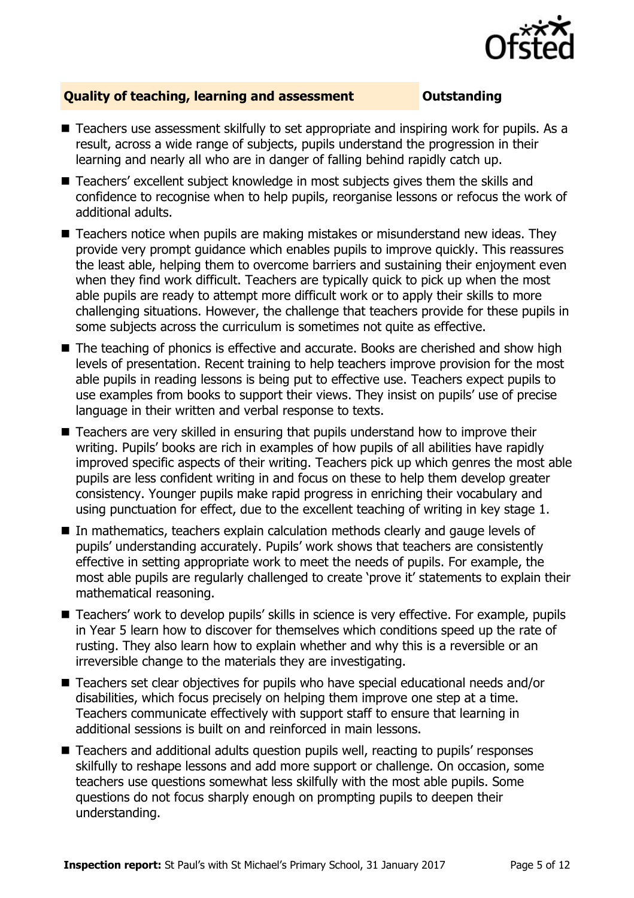## Quality of teaching, learning and assessment — Outstanding

- Teachers use assessment skilfully to set appropriate and inspiring work for pupils. As a result, across a wide range of subjects, pupils understand the progression in their learning and nearly all who are in danger of falling behind rapidly catch up.
- Teachers' excellent subject knowledge in most subjects gives them the skills and confidence to recognise when to help pupils, reorganise lessons or refocus the work of additional adults.
- Teachers notice when pupils are making mistakes or misunderstand new ideas. They provide very prompt guidance which enables pupils to improve quickly. This reassures the least able, helping them to overcome barriers and sustaining their enjoyment even when they find work difficult. Teachers are typically quick to pick up when the most able pupils are ready to attempt more difficult work or to apply their skills to more challenging situations. However, the challenge that teachers provide for these pupils in some subjects across the curriculum is sometimes not quite as effective.
- The teaching of phonics is effective and accurate. Books are cherished and show high levels of presentation. Recent training to help teachers improve provision for the most able pupils in reading lessons is being put to effective use. Teachers expect pupils to use examples from books to support their views. They insist on pupils' use of precise language in their written and verbal response to texts.
- Teachers are very skilled in ensuring that pupils understand how to improve their writing. Pupils' books are rich in examples of how pupils of all abilities have rapidly improved specific aspects of their writing. Teachers pick up which genres the most able pupils are less confident writing in and focus on these to help them develop greater consistency. Younger pupils make rapid progress in enriching their vocabulary and using punctuation for effect, due to the excellent teaching of writing in key stage 1.
- In mathematics, teachers explain calculation methods clearly and gauge levels of pupils' understanding accurately. Pupils' work shows that teachers are consistently effective in setting appropriate work to meet the needs of pupils. For example, the most able pupils are regularly challenged to create 'prove it' statements to explain their mathematical reasoning.
- Teachers' work to develop pupils' skills in science is very effective. For example, pupils in Year 5 learn how to discover for themselves which conditions speed up the rate of rusting. They also learn how to explain whether and why this is a reversible or an irreversible change to the materials they are investigating.
- Teachers set clear objectives for pupils who have special educational needs and/or disabilities, which focus precisely on helping them improve one step at a time. Teachers communicate effectively with support staff to ensure that learning in additional sessions is built on and reinforced in main lessons.
- Teachers and additional adults question pupils well, reacting to pupils' responses skilfully to reshape lessons and add more support or challenge. On occasion, some teachers use questions somewhat less skilfully with the most able pupils. Some questions do not focus sharply enough on prompting pupils to deepen their understanding.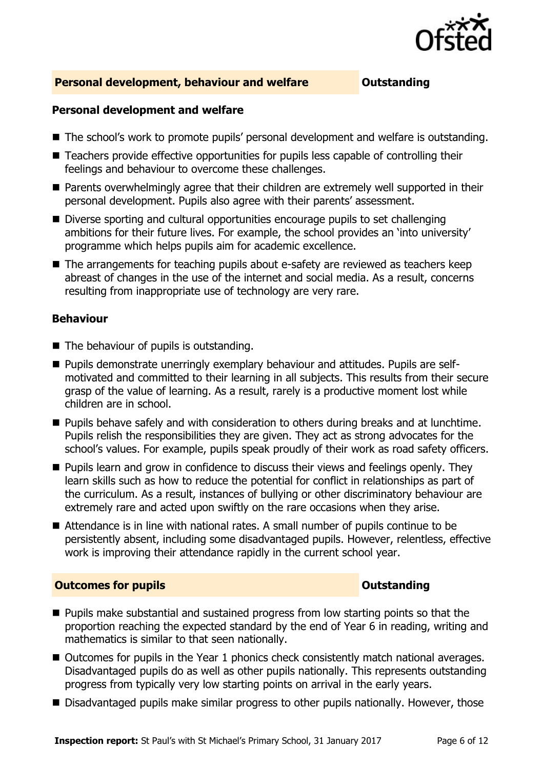## Personal development, behaviour and welfare — Outstanding

### Personal development and welfare

- The school's work to promote pupils' personal development and welfare is outstanding.
- Teachers provide effective opportunities for pupils less capable of controlling their feelings and behaviour to overcome these challenges.
- Parents overwhelmingly agree that their children are extremely well supported in their personal development. Pupils also agree with their parents' assessment.
- Diverse sporting and cultural opportunities encourage pupils to set challenging ambitions for their future lives. For example, the school provides an 'into university' programme which helps pupils aim for academic excellence.
- The arrangements for teaching pupils about e-safety are reviewed as teachers keep abreast of changes in the use of the internet and social media. As a result, concerns resulting from inappropriate use of technology are very rare.

### Behaviour

- The behaviour of pupils is outstanding.
- Pupils demonstrate unerringly exemplary behaviour and attitudes. Pupils are self-motivated and committed to their learning in all subjects. This results from their secure grasp of the value of learning. As a result, rarely is a productive moment lost while children are in school.
- Pupils behave safely and with consideration to others during breaks and at lunchtime. Pupils relish the responsibilities they are given. They act as strong advocates for the school's values. For example, pupils speak proudly of their work as road safety officers.
- Pupils learn and grow in confidence to discuss their views and feelings openly. They learn skills such as how to reduce the potential for conflict in relationships as part of the curriculum. As a result, instances of bullying or other discriminatory behaviour are extremely rare and acted upon swiftly on the rare occasions when they arise.
- Attendance is in line with national rates. A small number of pupils continue to be persistently absent, including some disadvantaged pupils. However, relentless, effective work is improving their attendance rapidly in the current school year.

## Outcomes for pupils — Outstanding

- Pupils make substantial and sustained progress from low starting points so that the proportion reaching the expected standard by the end of Year 6 in reading, writing and mathematics is similar to that seen nationally.
- Outcomes for pupils in the Year 1 phonics check consistently match national averages. Disadvantaged pupils do as well as other pupils nationally. This represents outstanding progress from typically very low starting points on arrival in the early years.
- Disadvantaged pupils make similar progress to other pupils nationally. However, those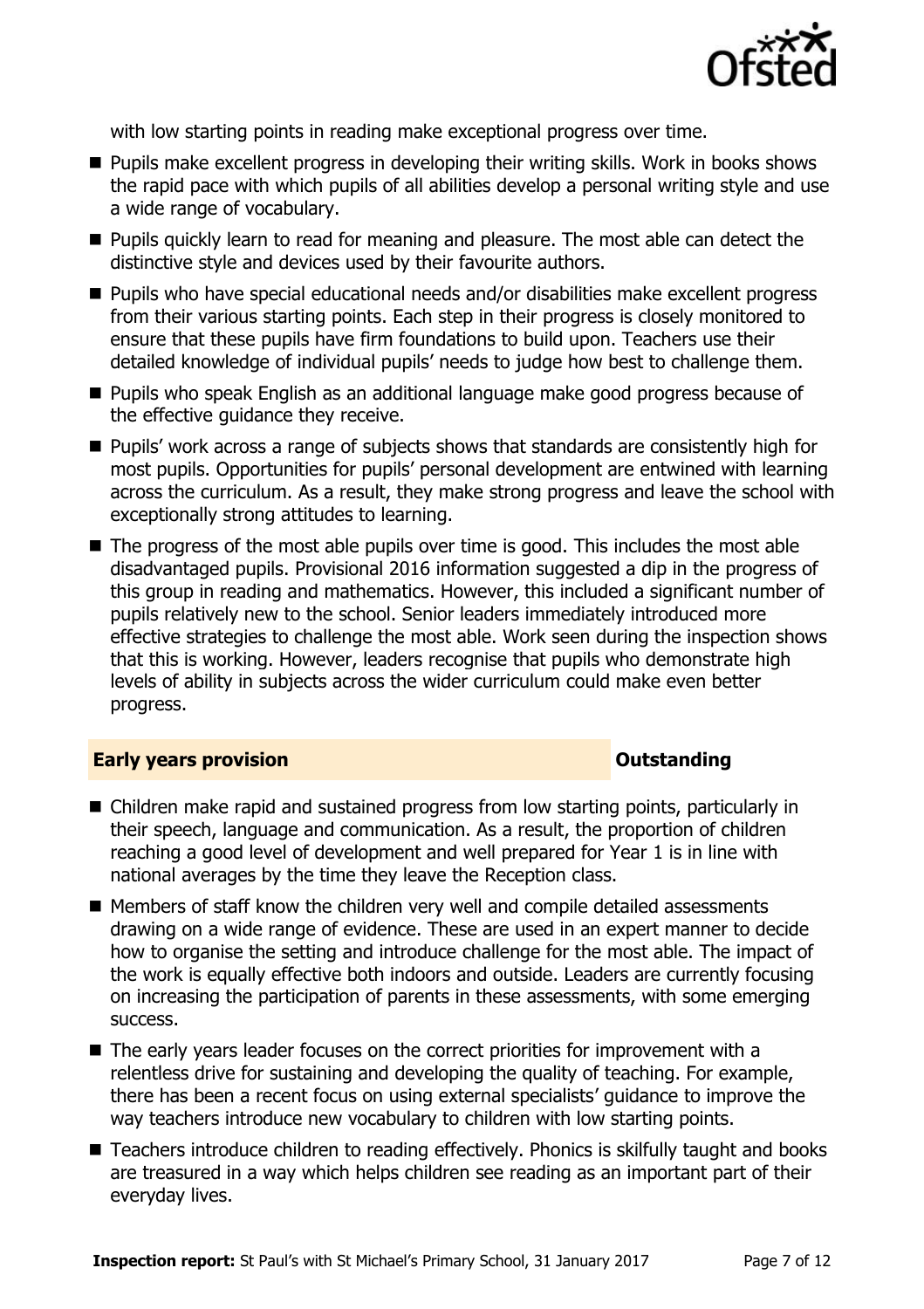with low starting points in reading make exceptional progress over time.

- Pupils make excellent progress in developing their writing skills. Work in books shows the rapid pace with which pupils of all abilities develop a personal writing style and use a wide range of vocabulary.
- Pupils quickly learn to read for meaning and pleasure. The most able can detect the distinctive style and devices used by their favourite authors.
- Pupils who have special educational needs and/or disabilities make excellent progress from their various starting points. Each step in their progress is closely monitored to ensure that these pupils have firm foundations to build upon. Teachers use their detailed knowledge of individual pupils' needs to judge how best to challenge them.
- Pupils who speak English as an additional language make good progress because of the effective guidance they receive.
- Pupils' work across a range of subjects shows that standards are consistently high for most pupils. Opportunities for pupils' personal development are entwined with learning across the curriculum. As a result, they make strong progress and leave the school with exceptionally strong attitudes to learning.
- The progress of the most able pupils over time is good. This includes the most able disadvantaged pupils. Provisional 2016 information suggested a dip in the progress of this group in reading and mathematics. However, this included a significant number of pupils relatively new to the school. Senior leaders immediately introduced more effective strategies to challenge the most able. Work seen during the inspection shows that this is working. However, leaders recognise that pupils who demonstrate high levels of ability in subjects across the wider curriculum could make even better progress.

## Early years provision — Outstanding

- Children make rapid and sustained progress from low starting points, particularly in their speech, language and communication. As a result, the proportion of children reaching a good level of development and well prepared for Year 1 is in line with national averages by the time they leave the Reception class.
- Members of staff know the children very well and compile detailed assessments drawing on a wide range of evidence. These are used in an expert manner to decide how to organise the setting and introduce challenge for the most able. The impact of the work is equally effective both indoors and outside. Leaders are currently focusing on increasing the participation of parents in these assessments, with some emerging success.
- The early years leader focuses on the correct priorities for improvement with a relentless drive for sustaining and developing the quality of teaching. For example, there has been a recent focus on using external specialists' guidance to improve the way teachers introduce new vocabulary to children with low starting points.
- Teachers introduce children to reading effectively. Phonics is skilfully taught and books are treasured in a way which helps children see reading as an important part of their everyday lives.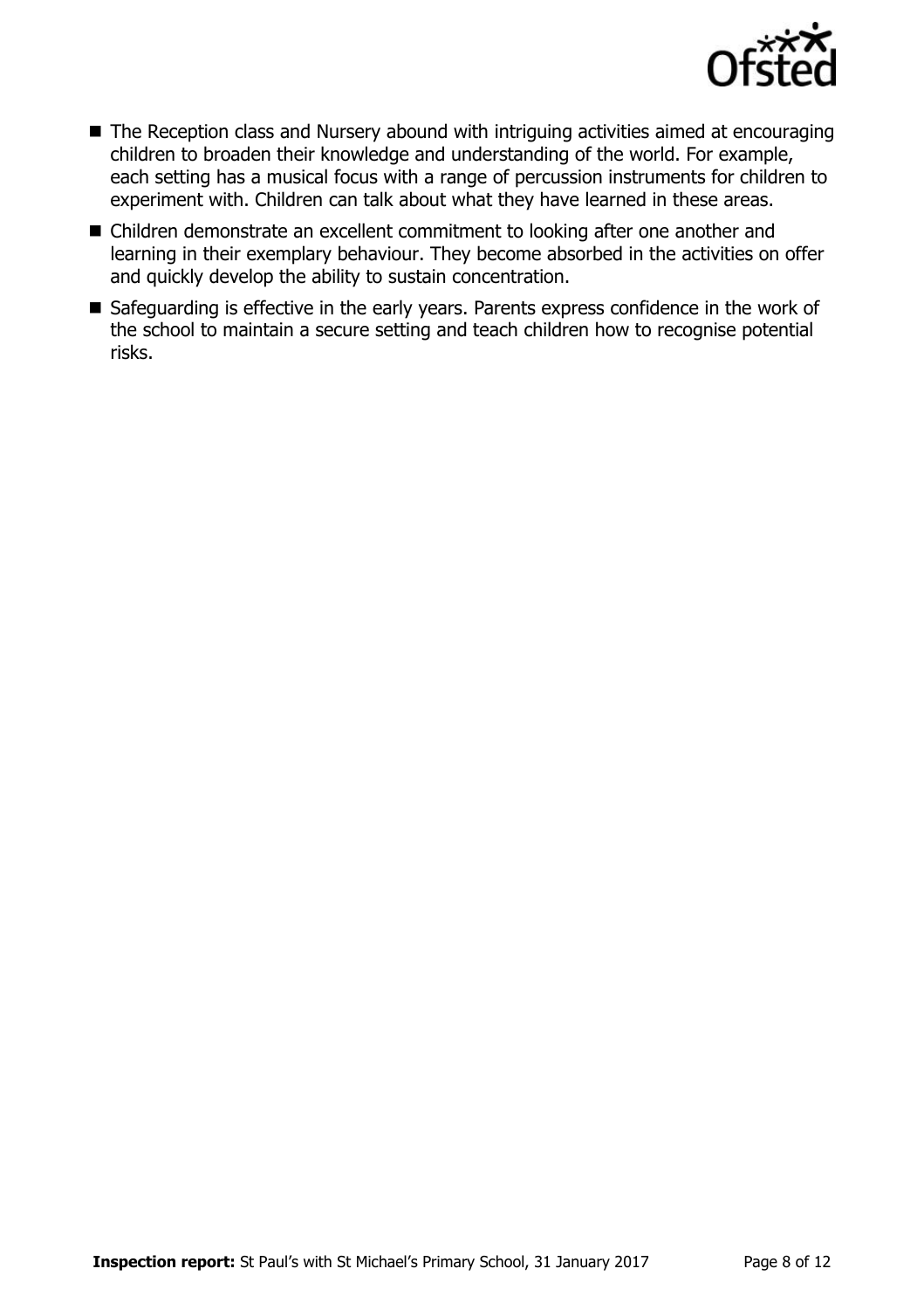- The Reception class and Nursery abound with intriguing activities aimed at encouraging children to broaden their knowledge and understanding of the world. For example, each setting has a musical focus with a range of percussion instruments for children to experiment with. Children can talk about what they have learned in these areas.
- Children demonstrate an excellent commitment to looking after one another and learning in their exemplary behaviour. They become absorbed in the activities on offer and quickly develop the ability to sustain concentration.
- Safeguarding is effective in the early years. Parents express confidence in the work of the school to maintain a secure setting and teach children how to recognise potential risks.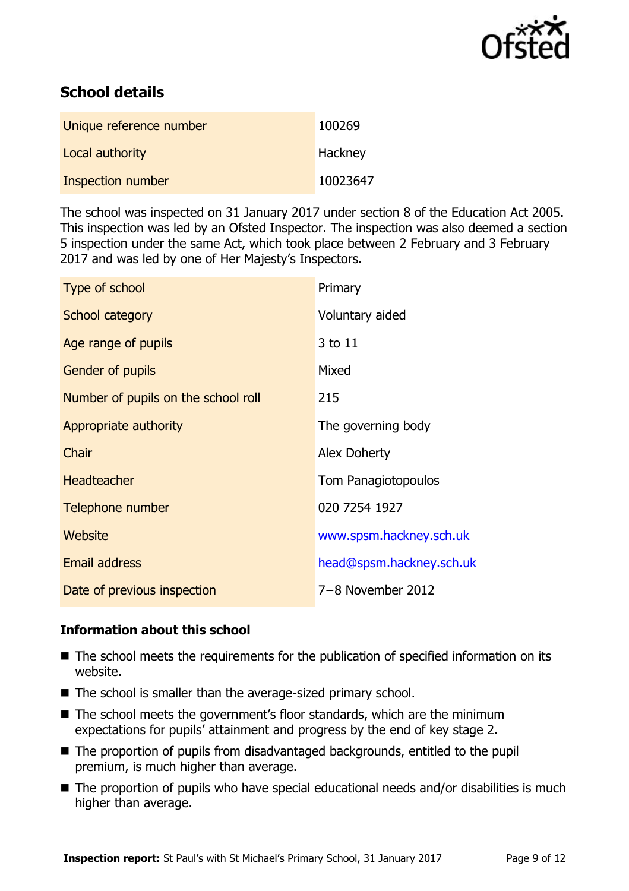## School details

| | |
|---|---|
| Unique reference number | 100269 |
| Local authority | Hackney |
| Inspection number | 10023647 |

The school was inspected on 31 January 2017 under section 8 of the Education Act 2005. This inspection was led by an Ofsted Inspector. The inspection was also deemed a section 5 inspection under the same Act, which took place between 2 February and 3 February 2017 and was led by one of Her Majesty's Inspectors.

| | |
|---|---|
| Type of school | Primary |
| School category | Voluntary aided |
| Age range of pupils | 3 to 11 |
| Gender of pupils | Mixed |
| Number of pupils on the school roll | 215 |
| Appropriate authority | The governing body |
| Chair | Alex Doherty |
| Headteacher | Tom Panagiotopoulos |
| Telephone number | 020 7254 1927 |
| Website | www.spsm.hackney.sch.uk |
| Email address | head@spsm.hackney.sch.uk |
| Date of previous inspection | 7–8 November 2012 |

### Information about this school

- The school meets the requirements for the publication of specified information on its website.
- The school is smaller than the average-sized primary school.
- The school meets the government's floor standards, which are the minimum expectations for pupils' attainment and progress by the end of key stage 2.
- The proportion of pupils from disadvantaged backgrounds, entitled to the pupil premium, is much higher than average.
- The proportion of pupils who have special educational needs and/or disabilities is much higher than average.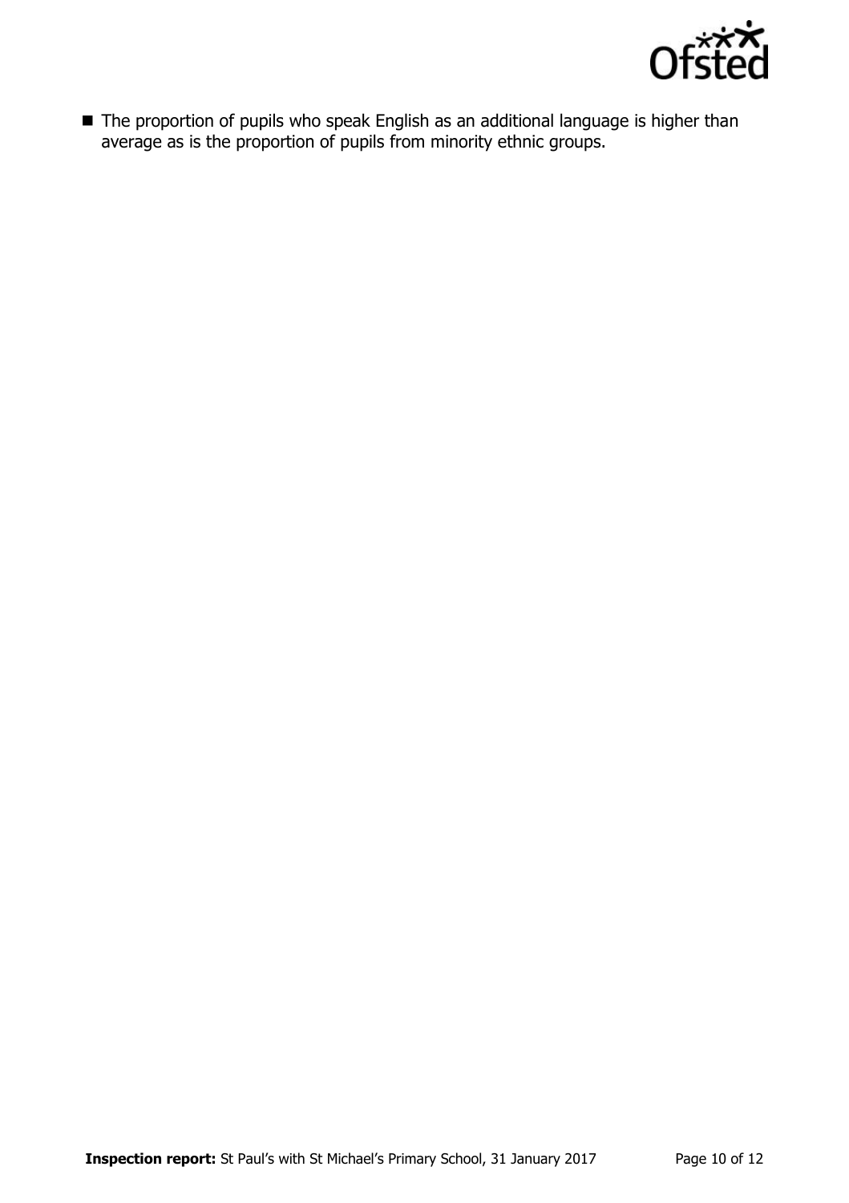- The proportion of pupils who speak English as an additional language is higher than average as is the proportion of pupils from minority ethnic groups.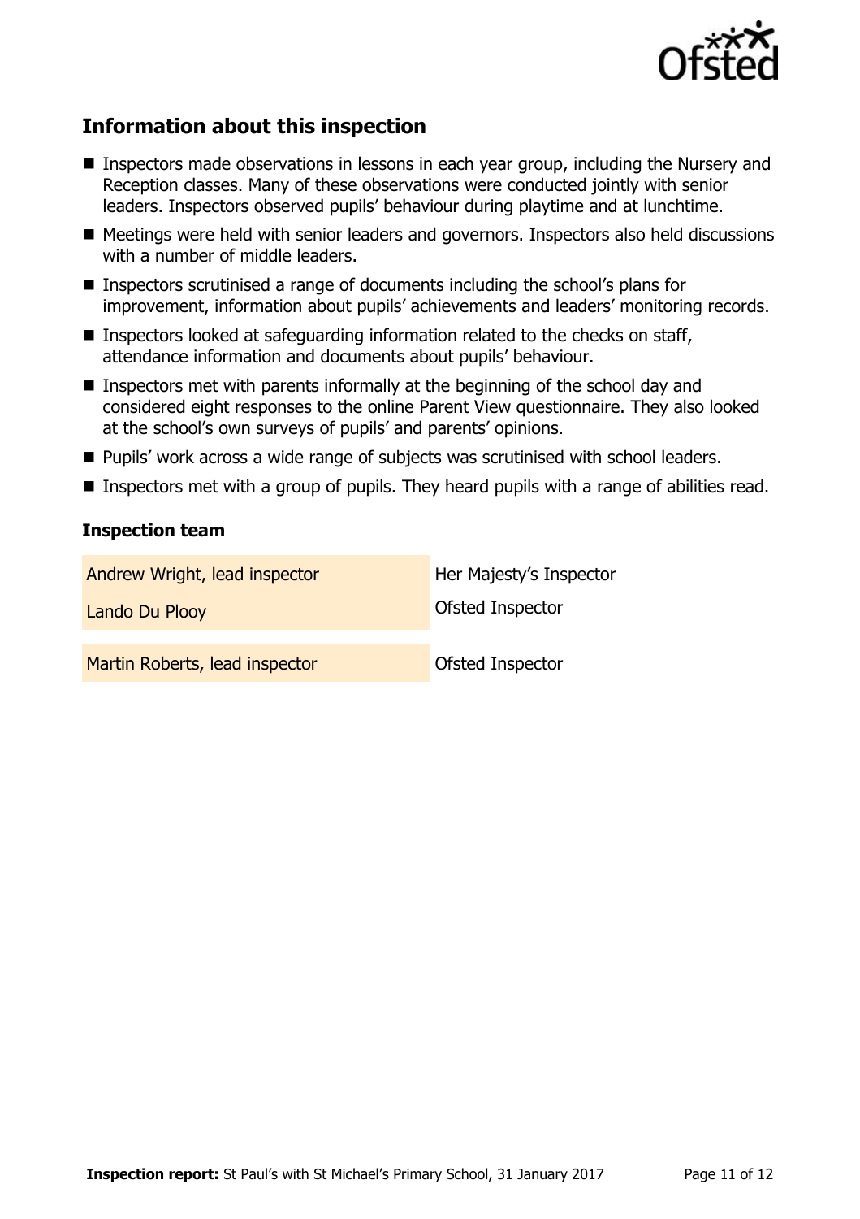## Information about this inspection

- Inspectors made observations in lessons in each year group, including the Nursery and Reception classes. Many of these observations were conducted jointly with senior leaders. Inspectors observed pupils' behaviour during playtime and at lunchtime.
- Meetings were held with senior leaders and governors. Inspectors also held discussions with a number of middle leaders.
- Inspectors scrutinised a range of documents including the school's plans for improvement, information about pupils' achievements and leaders' monitoring records.
- Inspectors looked at safeguarding information related to the checks on staff, attendance information and documents about pupils' behaviour.
- Inspectors met with parents informally at the beginning of the school day and considered eight responses to the online Parent View questionnaire. They also looked at the school's own surveys of pupils' and parents' opinions.
- Pupils' work across a wide range of subjects was scrutinised with school leaders.
- Inspectors met with a group of pupils. They heard pupils with a range of abilities read.

### Inspection team

| | |
|---|---|
| Andrew Wright, lead inspector | Her Majesty's Inspector |
| Lando Du Plooy | Ofsted Inspector |
| Martin Roberts, lead inspector | Ofsted Inspector |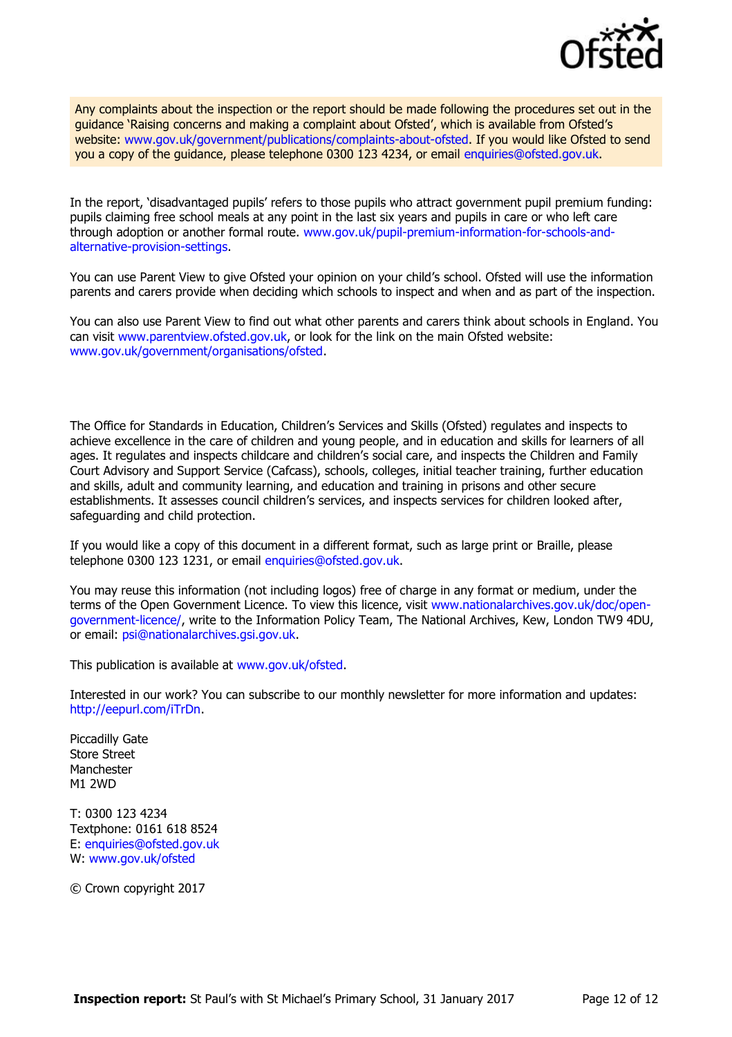Any complaints about the inspection or the report should be made following the procedures set out in the guidance 'Raising concerns and making a complaint about Ofsted', which is available from Ofsted's website: www.gov.uk/government/publications/complaints-about-ofsted. If you would like Ofsted to send you a copy of the guidance, please telephone 0300 123 4234, or email enquiries@ofsted.gov.uk.

In the report, 'disadvantaged pupils' refers to those pupils who attract government pupil premium funding: pupils claiming free school meals at any point in the last six years and pupils in care or who left care through adoption or another formal route. www.gov.uk/pupil-premium-information-for-schools-and-alternative-provision-settings.

You can use Parent View to give Ofsted your opinion on your child's school. Ofsted will use the information parents and carers provide when deciding which schools to inspect and when and as part of the inspection.

You can also use Parent View to find out what other parents and carers think about schools in England. You can visit www.parentview.ofsted.gov.uk, or look for the link on the main Ofsted website: www.gov.uk/government/organisations/ofsted.

The Office for Standards in Education, Children's Services and Skills (Ofsted) regulates and inspects to achieve excellence in the care of children and young people, and in education and skills for learners of all ages. It regulates and inspects childcare and children's social care, and inspects the Children and Family Court Advisory and Support Service (Cafcass), schools, colleges, initial teacher training, further education and skills, adult and community learning, and education and training in prisons and other secure establishments. It assesses council children's services, and inspects services for children looked after, safeguarding and child protection.

If you would like a copy of this document in a different format, such as large print or Braille, please telephone 0300 123 1231, or email enquiries@ofsted.gov.uk.

You may reuse this information (not including logos) free of charge in any format or medium, under the terms of the Open Government Licence. To view this licence, visit www.nationalarchives.gov.uk/doc/open-government-licence/, write to the Information Policy Team, The National Archives, Kew, London TW9 4DU, or email: psi@nationalarchives.gsi.gov.uk.

This publication is available at www.gov.uk/ofsted.

Interested in our work? You can subscribe to our monthly newsletter for more information and updates: http://eepurl.com/iTrDn.

Piccadilly Gate
Store Street
Manchester
M1 2WD

T: 0300 123 4234
Textphone: 0161 618 8524
E: enquiries@ofsted.gov.uk
W: www.gov.uk/ofsted

© Crown copyright 2017